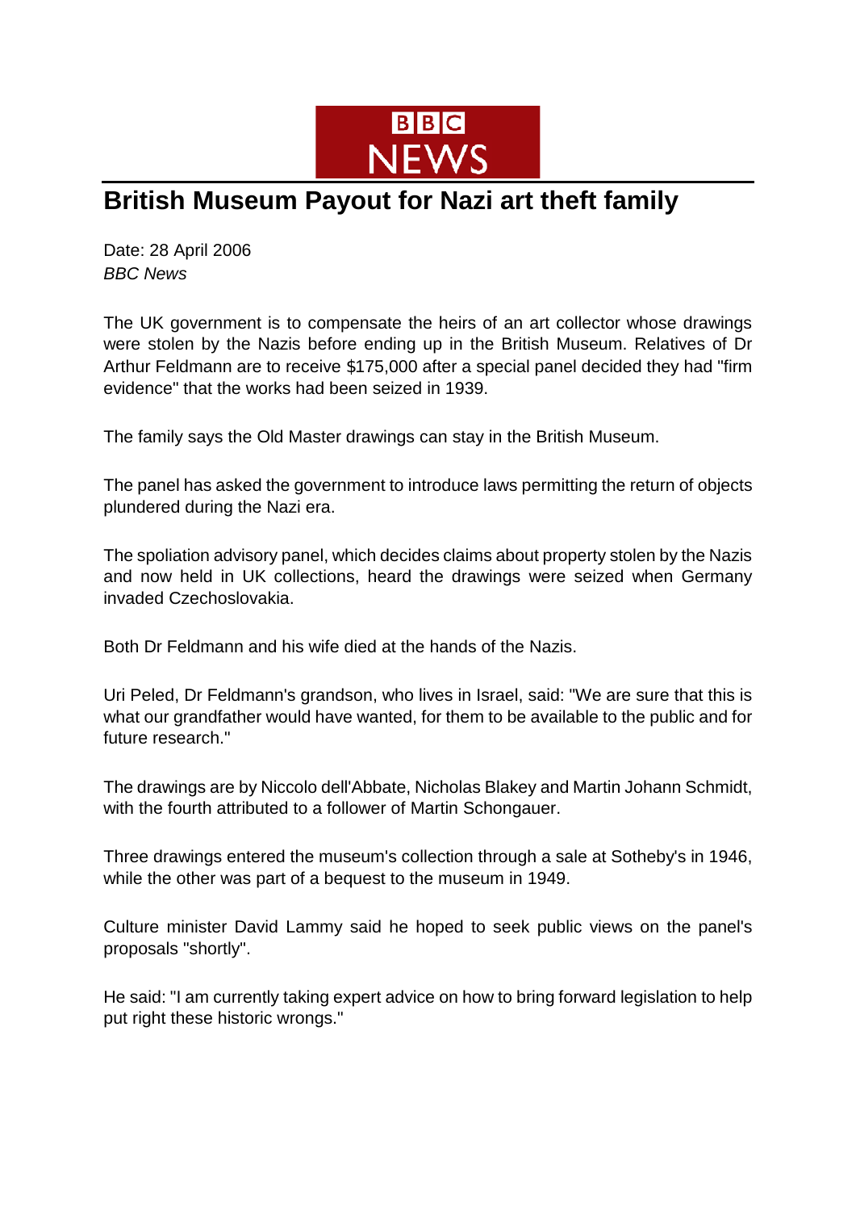BBC NEWS

# British Museum Payout for Nazi art theft family

Date: 28 April 2006
*BBC News*

The UK government is to compensate the heirs of an art collector whose drawings were stolen by the Nazis before ending up in the British Museum. Relatives of Dr Arthur Feldmann are to receive $175,000 after a special panel decided they had "firm evidence" that the works had been seized in 1939.

The family says the Old Master drawings can stay in the British Museum.

The panel has asked the government to introduce laws permitting the return of objects plundered during the Nazi era.

The spoliation advisory panel, which decides claims about property stolen by the Nazis and now held in UK collections, heard the drawings were seized when Germany invaded Czechoslovakia.

Both Dr Feldmann and his wife died at the hands of the Nazis.

Uri Peled, Dr Feldmann's grandson, who lives in Israel, said: "We are sure that this is what our grandfather would have wanted, for them to be available to the public and for future research."

The drawings are by Niccolo dell'Abbate, Nicholas Blakey and Martin Johann Schmidt, with the fourth attributed to a follower of Martin Schongauer.

Three drawings entered the museum's collection through a sale at Sotheby's in 1946, while the other was part of a bequest to the museum in 1949.

Culture minister David Lammy said he hoped to seek public views on the panel's proposals "shortly".

He said: "I am currently taking expert advice on how to bring forward legislation to help put right these historic wrongs."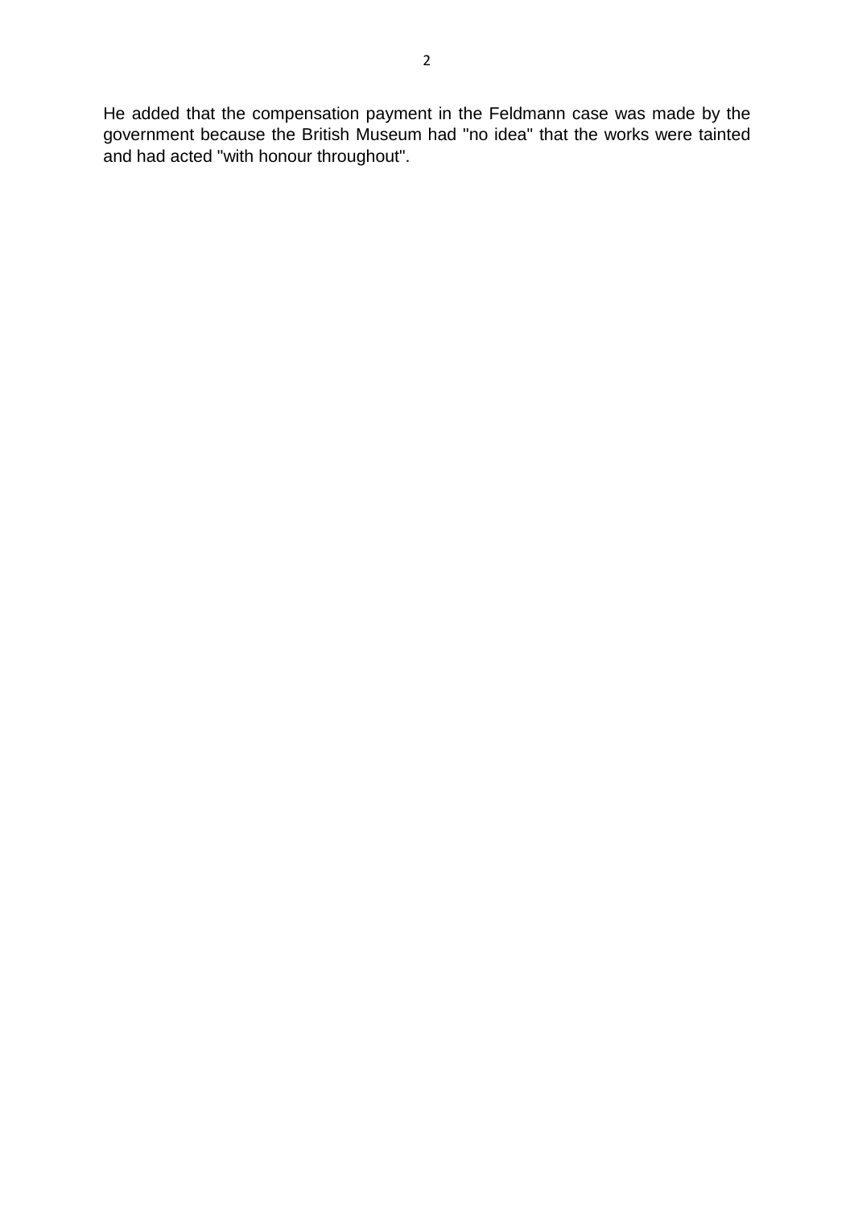He added that the compensation payment in the Feldmann case was made by the government because the British Museum had "no idea" that the works were tainted and had acted "with honour throughout".